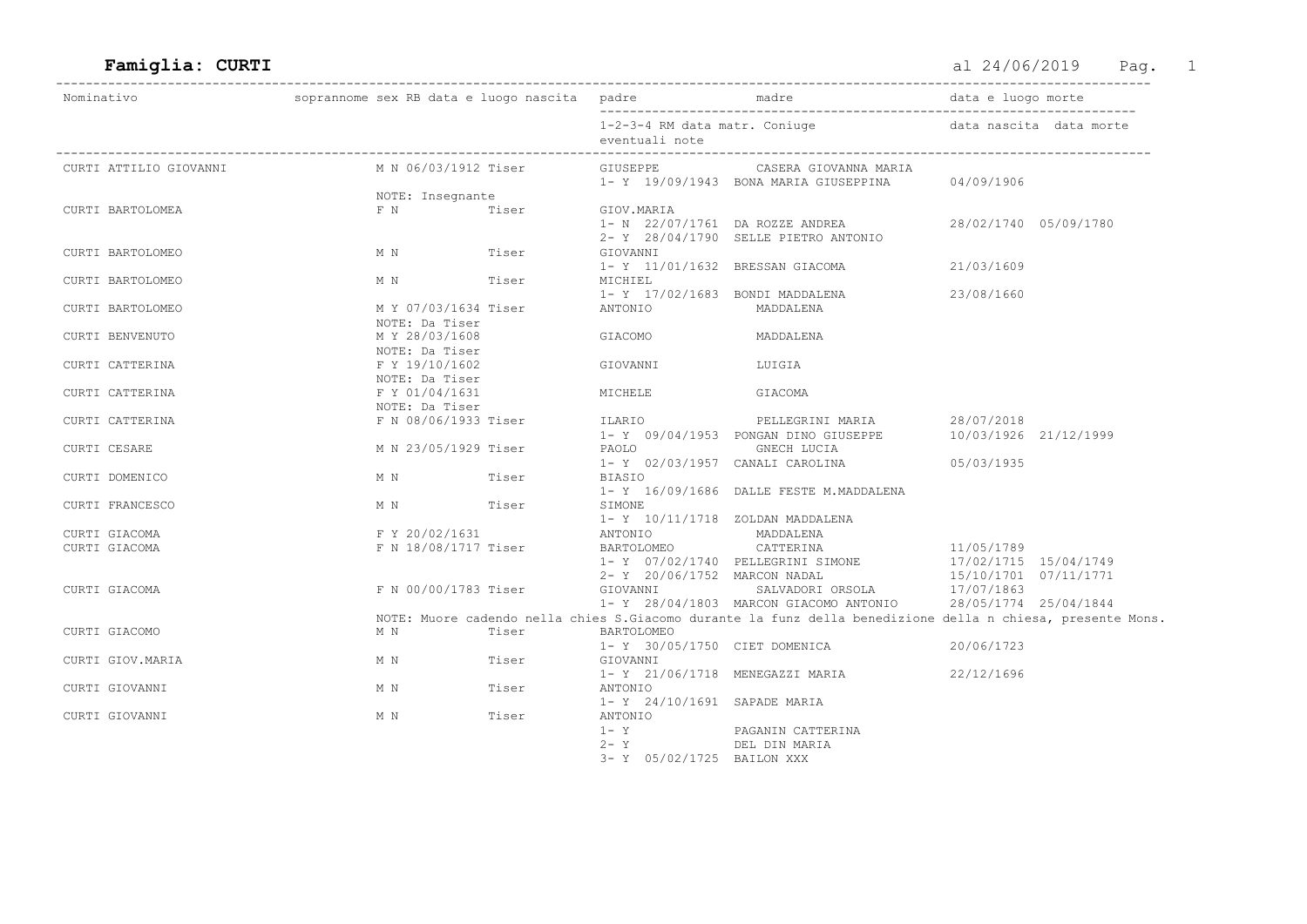# Famiglia: CURTI

al 24/06/2019

| Nominativo | soprannome | sex | RB | data e luogo nascita | padre / 1-2-3-4 RM data matr. | madre / Coniuge | data e luogo morte / data nascita data morte |
|---|---|---|---|---|---|---|---|
| CURTI ATTILIO GIOVANNI | | M | N | 06/03/1912 Tiser | GIUSEPPE | CASERA GIOVANNA MARIA | |
| | | | | | 1- Y 19/09/1943 | BONA MARIA GIUSEPPINA | 04/09/1906 |
| | NOTE: Insegnante | | | | | | |
| CURTI BARTOLOMEA | | F | N | Tiser | GIOV.MARIA | | |
| | | | | | 1- N 22/07/1761 | DA ROZZE ANDREA | 28/02/1740 05/09/1780 |
| | | | | | 2- Y 28/04/1790 | SELLE PIETRO ANTONIO | |
| CURTI BARTOLOMEO | | M | N | Tiser | GIOVANNI | | |
| | | | | | 1- Y 11/01/1632 | BRESSAN GIACOMA | 21/03/1609 |
| CURTI BARTOLOMEO | | M | N | Tiser | MICHIEL | | |
| | | | | | 1- Y 17/02/1683 | BONDI MADDALENA | 23/08/1660 |
| CURTI BARTOLOMEO | | M | Y | 07/03/1634 Tiser | ANTONIO | MADDALENA | |
| | NOTE: Da Tiser | | | | | | |
| CURTI BENVENUTO | | M | Y | 28/03/1608 | GIACOMO | MADDALENA | |
| | NOTE: Da Tiser | | | | | | |
| CURTI CATTERINA | | F | Y | 19/10/1602 | GIOVANNI | LUIGIA | |
| | NOTE: Da Tiser | | | | | | |
| CURTI CATTERINA | | F | Y | 01/04/1631 | MICHELE | GIACOMA | |
| | NOTE: Da Tiser | | | | | | |
| CURTI CATTERINA | | F | N | 08/06/1933 Tiser | ILARIO | PELLEGRINI MARIA | 28/07/2018 |
| | | | | | 1- Y 09/04/1953 | PONGAN DINO GIUSEPPE | 10/03/1926 21/12/1999 |
| CURTI CESARE | | M | N | 23/05/1929 Tiser | PAOLO | GNECH LUCIA | |
| | | | | | 1- Y 02/03/1957 | CANALI CAROLINA | 05/03/1935 |
| CURTI DOMENICO | | M | N | Tiser | BIASIO | | |
| | | | | | 1- Y 16/09/1686 | DALLE FESTE M.MADDALENA | |
| CURTI FRANCESCO | | M | N | Tiser | SIMONE | | |
| | | | | | 1- Y 10/11/1718 | ZOLDAN MADDALENA | |
| CURTI GIACOMA | | F | Y | 20/02/1631 | ANTONIO | MADDALENA | |
| CURTI GIACOMA | | F | N | 18/08/1717 Tiser | BARTOLOMEO | CATTERINA | 11/05/1789 |
| | | | | | 1- Y 07/02/1740 | PELLEGRINI SIMONE | 17/02/1715 15/04/1749 |
| | | | | | 2- Y 20/06/1752 | MARCON NADAL | 15/10/1701 07/11/1771 |
| CURTI GIACOMA | | F | N | 00/00/1783 Tiser | GIOVANNI | SALVADORI ORSOLA | 17/07/1863 |
| | | | | | 1- Y 28/04/1803 | MARCON GIACOMO ANTONIO | 28/05/1774 25/04/1844 |
| | | | | | NOTE: Muore cadendo nella chies S.Giacomo durante la funz della benedizione della n chiesa, presente Mons. | | |
| CURTI GIACOMO | | M | N | Tiser | BARTOLOMEO | | |
| | | | | | 1- Y 30/05/1750 | CIET DOMENICA | 20/06/1723 |
| CURTI GIOV.MARIA | | M | N | Tiser | GIOVANNI | | |
| | | | | | 1- Y 21/06/1718 | MENEGAZZI MARIA | 22/12/1696 |
| CURTI GIOVANNI | | M | N | Tiser | ANTONIO | | |
| | | | | | 1- Y 24/10/1691 | SAPADE MARIA | |
| CURTI GIOVANNI | | M | N | Tiser | ANTONIO | | |
| | | | | | 1- Y | PAGANIN CATTERINA | |
| | | | | | 2- Y | DEL DIN MARIA | |
| | | | | | 3- Y 05/02/1725 | BAILON XXX | |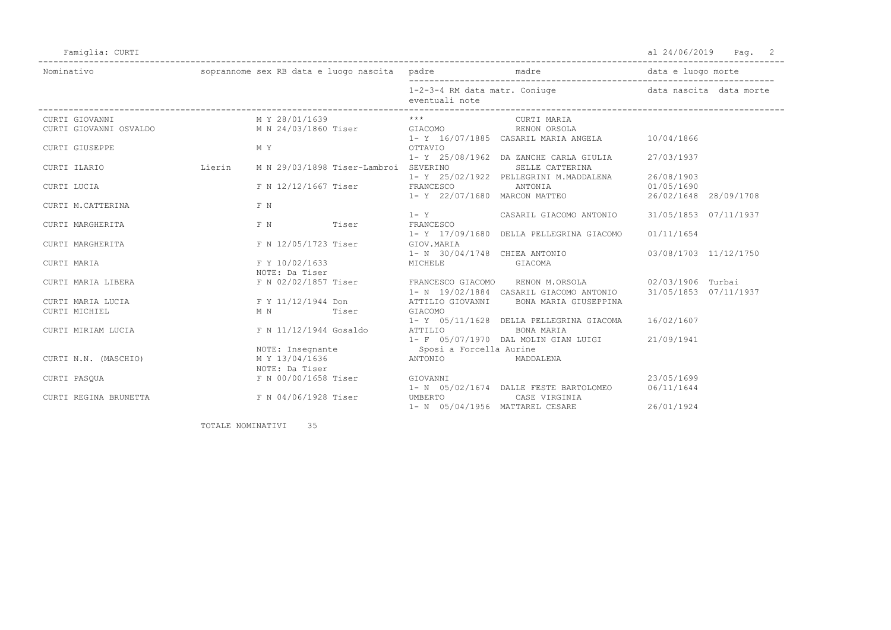Famiglia: CURTI

al 24/06/2019

| Nominativo | soprannome | sex | RB | data e luogo nascita | padre / 1-2-3-4 RM data matr. | madre / Coniuge | data e luogo morte / data nascita | data morte |
|---|---|---|---|---|---|---|---|---|
| CURTI GIOVANNI | | M | Y | 28/01/1639 | *** | CURTI MARIA | | |
| CURTI GIOVANNI OSVALDO | | M | N | 24/03/1860 Tiser | GIACOMO | RENON ORSOLA | | |
| | | | | | 1- Y 16/07/1885 | CASARIL MARIA ANGELA | 10/04/1866 | |
| CURTI GIUSEPPE | | M | Y | | OTTAVIO | | | |
| | | | | | 1- Y 25/08/1962 | DA ZANCHE CARLA GIULIA | 27/03/1937 | |
| CURTI ILARIO | Lierin | M | N | 29/03/1898 Tiser-Lambroi | SEVERINO | SELLE CATTERINA | | |
| | | | | | 1- Y 25/02/1922 | PELLEGRINI M.MADDALENA | 26/08/1903 | |
| CURTI LUCIA | | F | N | 12/12/1667 Tiser | FRANCESCO | ANTONIA | 01/05/1690 | |
| | | | | | 1- Y 22/07/1680 | MARCON MATTEO | 26/02/1648 | 28/09/1708 |
| CURTI M.CATTERINA | | F | N | | | | | |
| | | | | | 1- Y | CASARIL GIACOMO ANTONIO | 31/05/1853 | 07/11/1937 |
| CURTI MARGHERITA | | F | N | Tiser | FRANCESCO | | | |
| | | | | | 1- Y 17/09/1680 | DELLA PELLEGRINA GIACOMO | 01/11/1654 | |
| CURTI MARGHERITA | | F | N | 12/05/1723 Tiser | GIOV.MARIA | | | |
| | | | | | 1- N 30/04/1748 | CHIEA ANTONIO | 03/08/1703 | 11/12/1750 |
| CURTI MARIA | | F | Y | 10/02/1633 | MICHELE | GIACOMA | | |
| | | | | NOTE: Da Tiser | | | | |
| CURTI MARIA LIBERA | | F | N | 02/02/1857 Tiser | FRANCESCO GIACOMO | RENON M.ORSOLA | 02/03/1906 Turbai | |
| | | | | | 1- N 19/02/1884 | CASARIL GIACOMO ANTONIO | 31/05/1853 | 07/11/1937 |
| CURTI MARIA LUCIA | | F | Y | 11/12/1944 Don | ATTILIO GIOVANNI | BONA MARIA GIUSEPPINA | | |
| CURTI MICHIEL | | M | N | Tiser | GIACOMO | | | |
| | | | | | 1- Y 05/11/1628 | DELLA PELLEGRINA GIACOMA | 16/02/1607 | |
| CURTI MIRIAM LUCIA | | F | N | 11/12/1944 Gosaldo | ATTILIO | BONA MARIA | | |
| | | | | | 1- F 05/07/1970 | DAL MOLIN GIAN LUIGI | 21/09/1941 | |
| | | | | NOTE: Insegnante | Sposi a Forcella Aurine | | | |
| CURTI N.N. (MASCHIO) | | M | Y | 13/04/1636 | ANTONIO | MADDALENA | | |
| | | | | NOTE: Da Tiser | | | | |
| CURTI PASQUA | | F | N | 00/00/1658 Tiser | GIOVANNI | | 23/05/1699 | |
| | | | | | 1- N 05/02/1674 | DALLE FESTE BARTOLOMEO | 06/11/1644 | |
| CURTI REGINA BRUNETTA | | F | N | 04/06/1928 Tiser | UMBERTO | CASE VIRGINIA | | |
| | | | | | 1- N 05/04/1956 | MATTAREL CESARE | 26/01/1924 | |

TOTALE NOMINATIVI 35